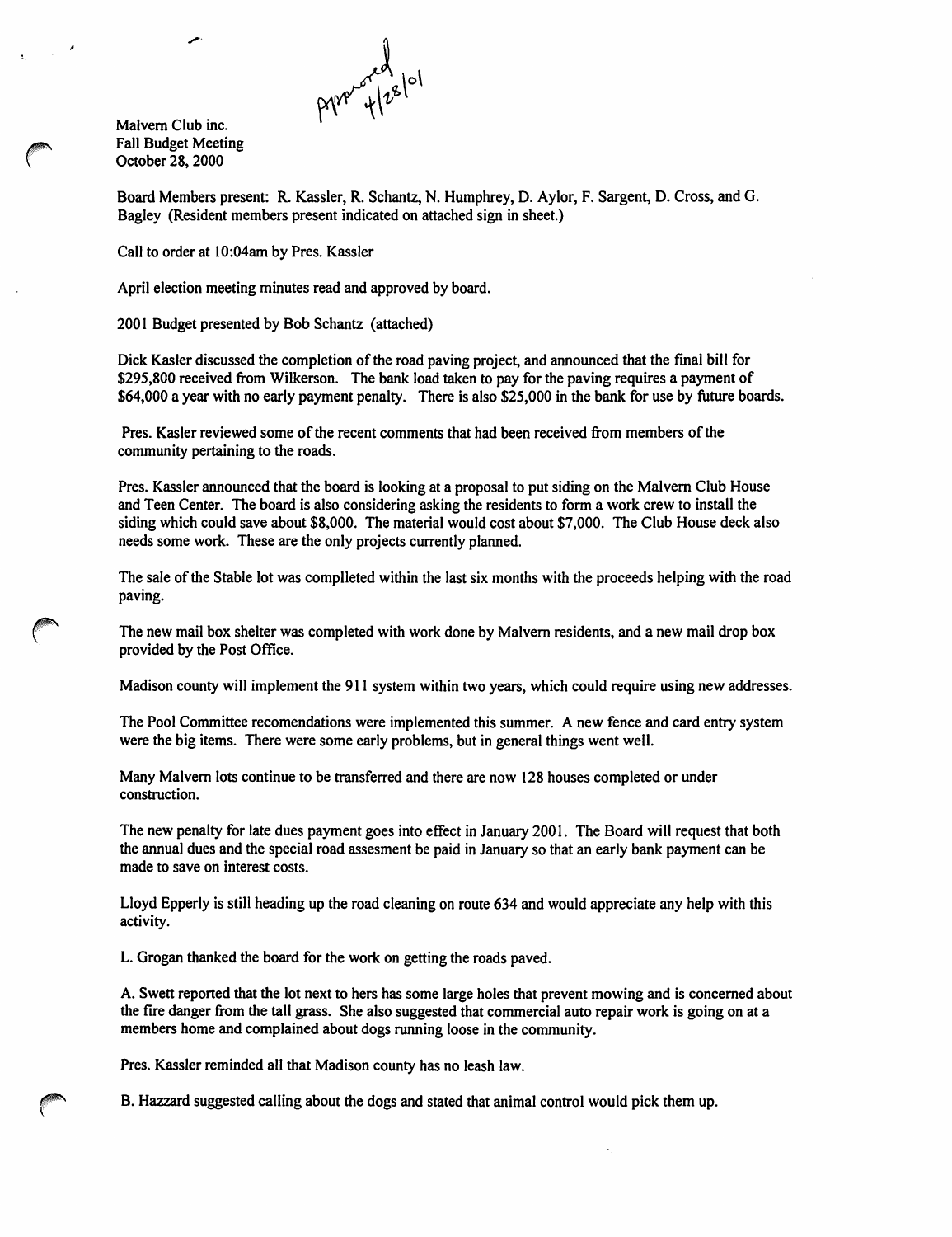Approved 4/28/01

Malvern Club inc.
Fall Budget Meeting
October 28, 2000

Board Members present: R. Kassler, R. Schantz, N. Humphrey, D. Aylor, F. Sargent, D. Cross, and G. Bagley (Resident members present indicated on attached sign in sheet.)

Call to order at 10:04am by Pres. Kassler

April election meeting minutes read and approved by board.

2001 Budget presented by Bob Schantz (attached)

Dick Kasler discussed the completion of the road paving project, and announced that the final bill for $295,800 received from Wilkerson. The bank load taken to pay for the paving requires a payment of $64,000 a year with no early payment penalty. There is also $25,000 in the bank for use by future boards.

Pres. Kasler reviewed some of the recent comments that had been received from members of the community pertaining to the roads.

Pres. Kassler announced that the board is looking at a proposal to put siding on the Malvern Club House and Teen Center. The board is also considering asking the residents to form a work crew to install the siding which could save about $8,000. The material would cost about $7,000. The Club House deck also needs some work. These are the only projects currently planned.

The sale of the Stable lot was complleted within the last six months with the proceeds helping with the road paving.

The new mail box shelter was completed with work done by Malvern residents, and a new mail drop box provided by the Post Office.

Madison county will implement the 911 system within two years, which could require using new addresses.

The Pool Committee recomendations were implemented this summer. A new fence and card entry system were the big items. There were some early problems, but in general things went well.

Many Malvern lots continue to be transferred and there are now 128 houses completed or under construction.

The new penalty for late dues payment goes into effect in January 2001. The Board will request that both the annual dues and the special road assesment be paid in January so that an early bank payment can be made to save on interest costs.

Lloyd Epperly is still heading up the road cleaning on route 634 and would appreciate any help with this activity.

L. Grogan thanked the board for the work on getting the roads paved.

A. Swett reported that the lot next to hers has some large holes that prevent mowing and is concerned about the fire danger from the tall grass. She also suggested that commercial auto repair work is going on at a members home and complained about dogs running loose in the community.

Pres. Kassler reminded all that Madison county has no leash law.

B. Hazzard suggested calling about the dogs and stated that animal control would pick them up.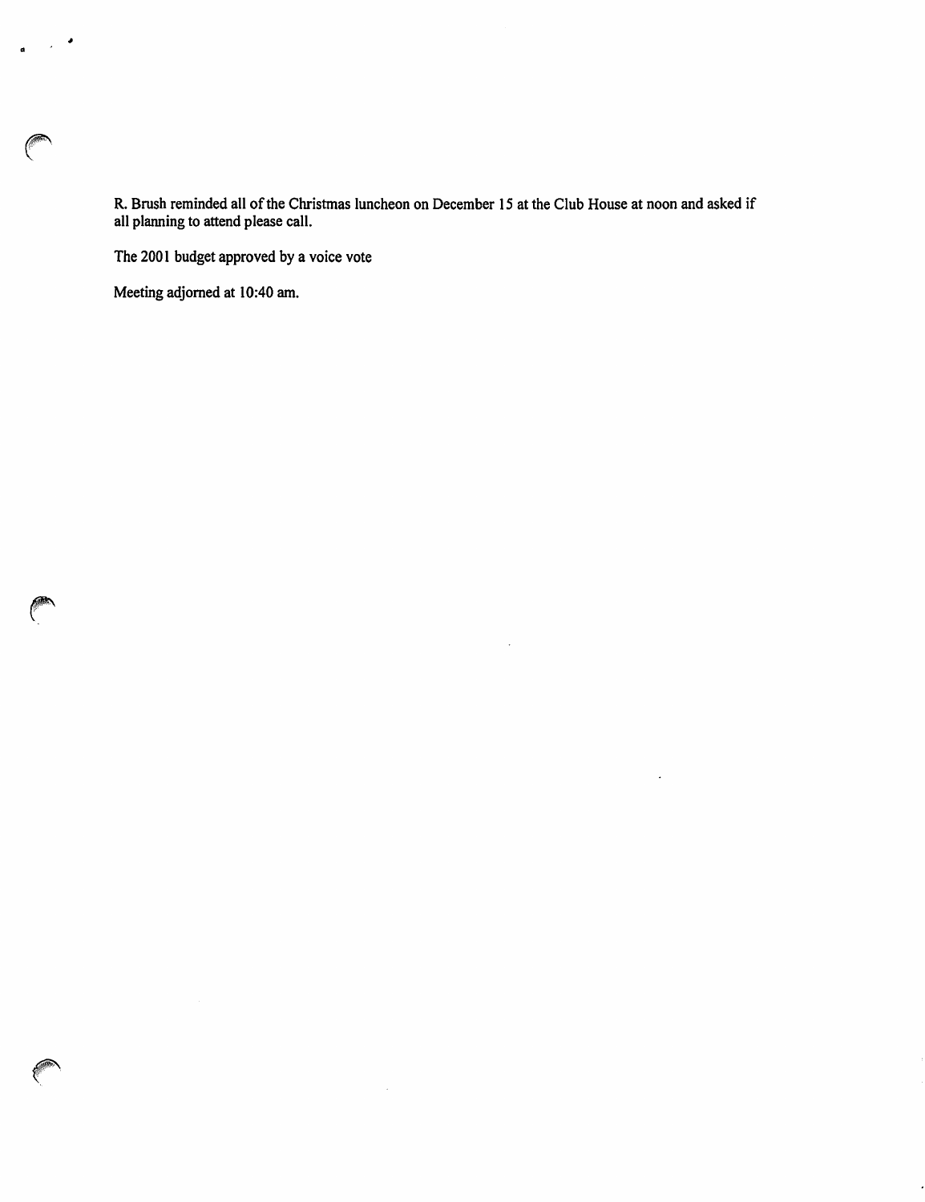R. Brush reminded all of the Christmas luncheon on December 15 at the Club House at noon and asked if all planning to attend please call.

The 2001 budget approved by a voice vote

Meeting adjorned at 10:40 am.